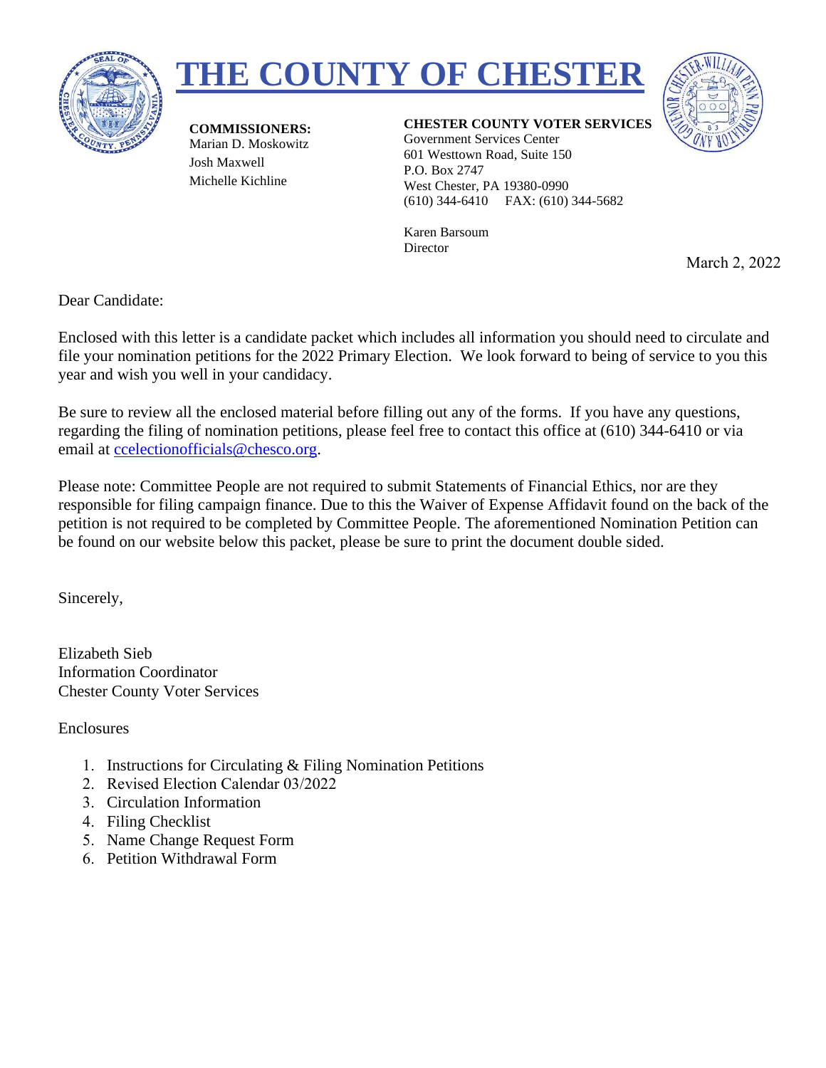# THE COUNTY OF CHESTER

**COMMISSIONERS:**
Marian D. Moskowitz
Josh Maxwell
Michelle Kichline

**CHESTER COUNTY VOTER SERVICES**
Government Services Center
601 Westtown Road, Suite 150
P.O. Box 2747
West Chester, PA 19380-0990
(610) 344-6410 FAX: (610) 344-5682

Karen Barsoum
Director

March 2, 2022

Dear Candidate:

Enclosed with this letter is a candidate packet which includes all information you should need to circulate and file your nomination petitions for the 2022 Primary Election. We look forward to being of service to you this year and wish you well in your candidacy.

Be sure to review all the enclosed material before filling out any of the forms. If you have any questions, regarding the filing of nomination petitions, please feel free to contact this office at (610) 344-6410 or via email at ccelectionofficials@chesco.org.

Please note: Committee People are not required to submit Statements of Financial Ethics, nor are they responsible for filing campaign finance. Due to this the Waiver of Expense Affidavit found on the back of the petition is not required to be completed by Committee People. The aforementioned Nomination Petition can be found on our website below this packet, please be sure to print the document double sided.

Sincerely,

Elizabeth Sieb
Information Coordinator
Chester County Voter Services

Enclosures

1. Instructions for Circulating & Filing Nomination Petitions
2. Revised Election Calendar 03/2022
3. Circulation Information
4. Filing Checklist
5. Name Change Request Form
6. Petition Withdrawal Form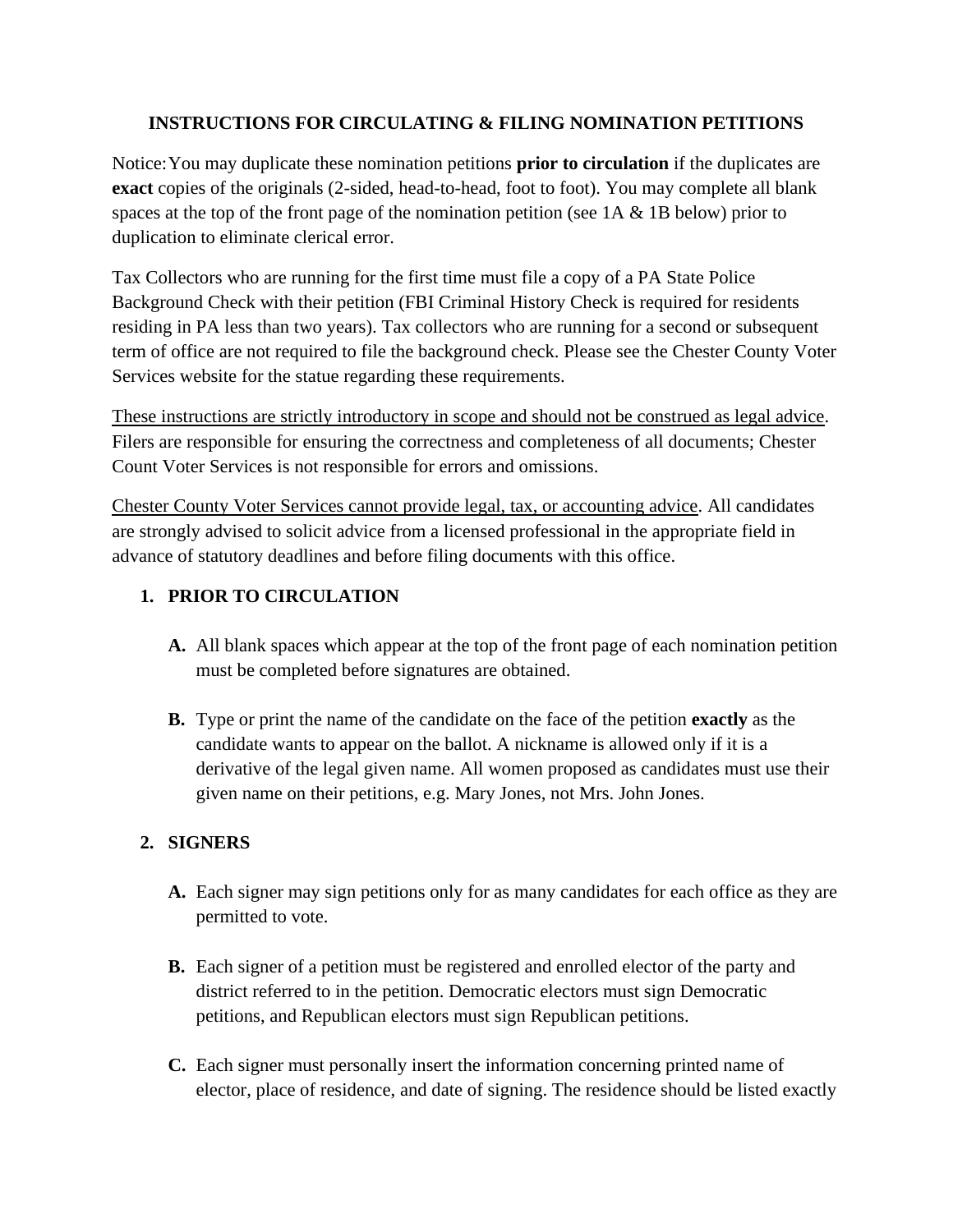## INSTRUCTIONS FOR CIRCULATING & FILING NOMINATION PETITIONS

Notice: You may duplicate these nomination petitions **prior to circulation** if the duplicates are **exact** copies of the originals (2-sided, head-to-head, foot to foot). You may complete all blank spaces at the top of the front page of the nomination petition (see 1A & 1B below) prior to duplication to eliminate clerical error.

Tax Collectors who are running for the first time must file a copy of a PA State Police Background Check with their petition (FBI Criminal History Check is required for residents residing in PA less than two years). Tax collectors who are running for a second or subsequent term of office are not required to file the background check. Please see the Chester County Voter Services website for the statue regarding these requirements.

<u>These instructions are strictly introductory in scope and should not be construed as legal advice</u>. Filers are responsible for ensuring the correctness and completeness of all documents; Chester Count Voter Services is not responsible for errors and omissions.

<u>Chester County Voter Services cannot provide legal, tax, or accounting advice</u>. All candidates are strongly advised to solicit advice from a licensed professional in the appropriate field in advance of statutory deadlines and before filing documents with this office.

### 1. PRIOR TO CIRCULATION

**A.** All blank spaces which appear at the top of the front page of each nomination petition must be completed before signatures are obtained.

**B.** Type or print the name of the candidate on the face of the petition **exactly** as the candidate wants to appear on the ballot. A nickname is allowed only if it is a derivative of the legal given name. All women proposed as candidates must use their given name on their petitions, e.g. Mary Jones, not Mrs. John Jones.

### 2. SIGNERS

**A.** Each signer may sign petitions only for as many candidates for each office as they are permitted to vote.

**B.** Each signer of a petition must be registered and enrolled elector of the party and district referred to in the petition. Democratic electors must sign Democratic petitions, and Republican electors must sign Republican petitions.

**C.** Each signer must personally insert the information concerning printed name of elector, place of residence, and date of signing. The residence should be listed exactly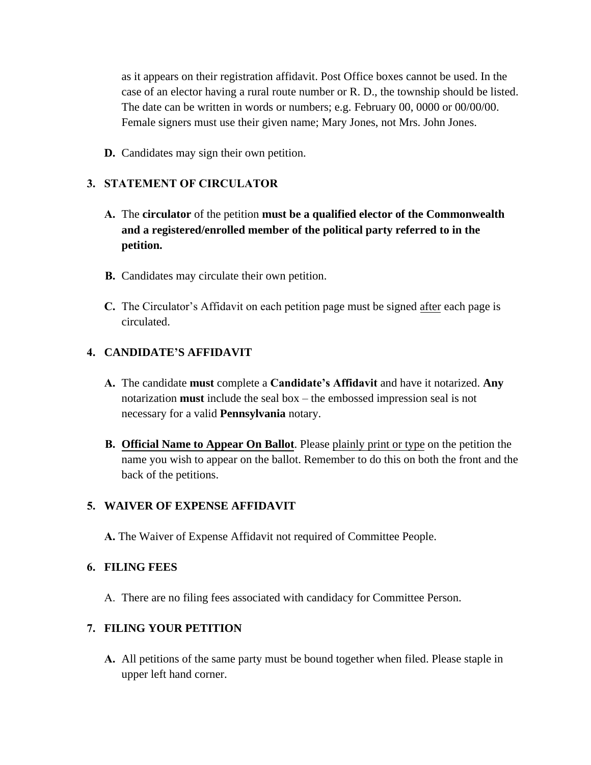as it appears on their registration affidavit. Post Office boxes cannot be used. In the case of an elector having a rural route number or R. D., the township should be listed. The date can be written in words or numbers; e.g. February 00, 0000 or 00/00/00. Female signers must use their given name; Mary Jones, not Mrs. John Jones.

**D.** Candidates may sign their own petition.

## 3. STATEMENT OF CIRCULATOR

**A.** The **circulator** of the petition **must be a qualified elector of the Commonwealth and a registered/enrolled member of the political party referred to in the petition.**

**B.** Candidates may circulate their own petition.

**C.** The Circulator's Affidavit on each petition page must be signed after each page is circulated.

## 4. CANDIDATE'S AFFIDAVIT

**A.** The candidate **must** complete a **Candidate's Affidavit** and have it notarized. **Any** notarization **must** include the seal box – the embossed impression seal is not necessary for a valid **Pennsylvania** notary.

**B.** **Official Name to Appear On Ballot**. Please plainly print or type on the petition the name you wish to appear on the ballot. Remember to do this on both the front and the back of the petitions.

## 5. WAIVER OF EXPENSE AFFIDAVIT

**A.** The Waiver of Expense Affidavit not required of Committee People.

## 6. FILING FEES

A. There are no filing fees associated with candidacy for Committee Person.

## 7. FILING YOUR PETITION

**A.** All petitions of the same party must be bound together when filed. Please staple in upper left hand corner.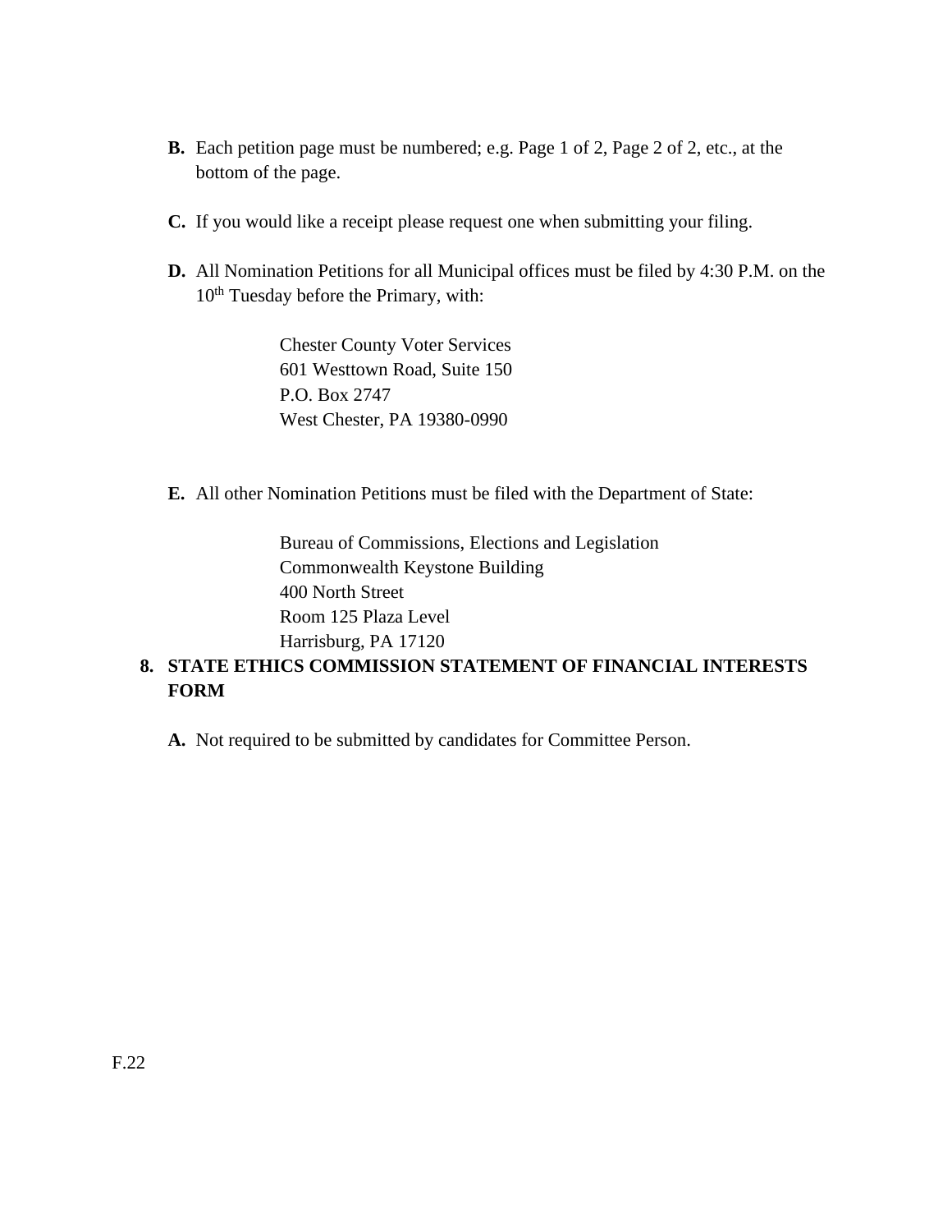**B.** Each petition page must be numbered; e.g. Page 1 of 2, Page 2 of 2, etc., at the bottom of the page.

**C.** If you would like a receipt please request one when submitting your filing.

**D.** All Nomination Petitions for all Municipal offices must be filed by 4:30 P.M. on the 10th Tuesday before the Primary, with:

> Chester County Voter Services
> 601 Westtown Road, Suite 150
> P.O. Box 2747
> West Chester, PA 19380-0990

**E.** All other Nomination Petitions must be filed with the Department of State:

> Bureau of Commissions, Elections and Legislation
> Commonwealth Keystone Building
> 400 North Street
> Room 125 Plaza Level
> Harrisburg, PA 17120

**8. STATE ETHICS COMMISSION STATEMENT OF FINANCIAL INTERESTS FORM**

**A.** Not required to be submitted by candidates for Committee Person.

F.22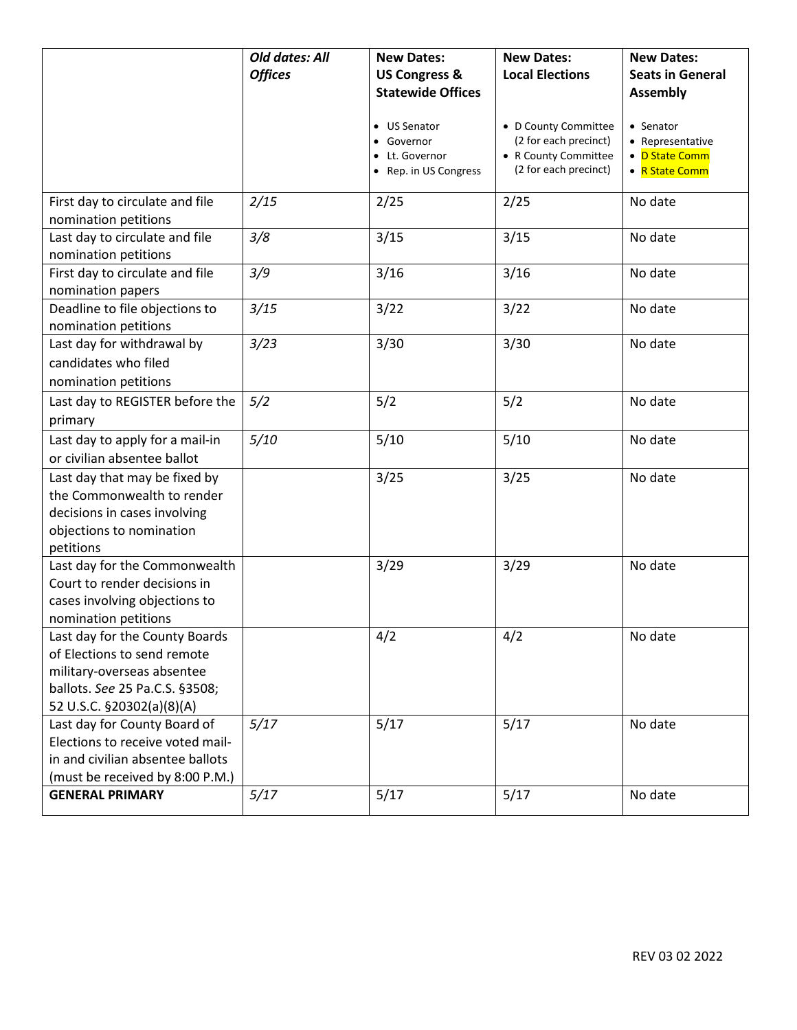| | *Old dates: All Offices* | **New Dates: US Congress & Statewide Offices**<br><br>• US Senator<br>• Governor<br>• Lt. Governor<br>• Rep. in US Congress | **New Dates: Local Elections**<br><br>• D County Committee (2 for each precinct)<br>• R County Committee (2 for each precinct) | **New Dates: Seats in General Assembly**<br><br>• Senator<br>• Representative<br>• D State Comm<br>• R State Comm |
|---|---|---|---|---|
| First day to circulate and file nomination petitions | *2/15* | 2/25 | 2/25 | No date |
| Last day to circulate and file nomination petitions | *3/8* | 3/15 | 3/15 | No date |
| First day to circulate and file nomination papers | *3/9* | 3/16 | 3/16 | No date |
| Deadline to file objections to nomination petitions | *3/15* | 3/22 | 3/22 | No date |
| Last day for withdrawal by candidates who filed nomination petitions | *3/23* | 3/30 | 3/30 | No date |
| Last day to REGISTER before the primary | *5/2* | 5/2 | 5/2 | No date |
| Last day to apply for a mail-in or civilian absentee ballot | *5/10* | 5/10 | 5/10 | No date |
| Last day that may be fixed by the Commonwealth to render decisions in cases involving objections to nomination petitions | | 3/25 | 3/25 | No date |
| Last day for the Commonwealth Court to render decisions in cases involving objections to nomination petitions | | 3/29 | 3/29 | No date |
| Last day for the County Boards of Elections to send remote military-overseas absentee ballots. *See* 25 Pa.C.S. §3508; 52 U.S.C. §20302(a)(8)(A) | | 4/2 | 4/2 | No date |
| Last day for County Board of Elections to receive voted mail-in and civilian absentee ballots (must be received by 8:00 P.M.) | *5/17* | 5/17 | 5/17 | No date |
| **GENERAL PRIMARY** | *5/17* | 5/17 | 5/17 | No date |

REV 03 02 2022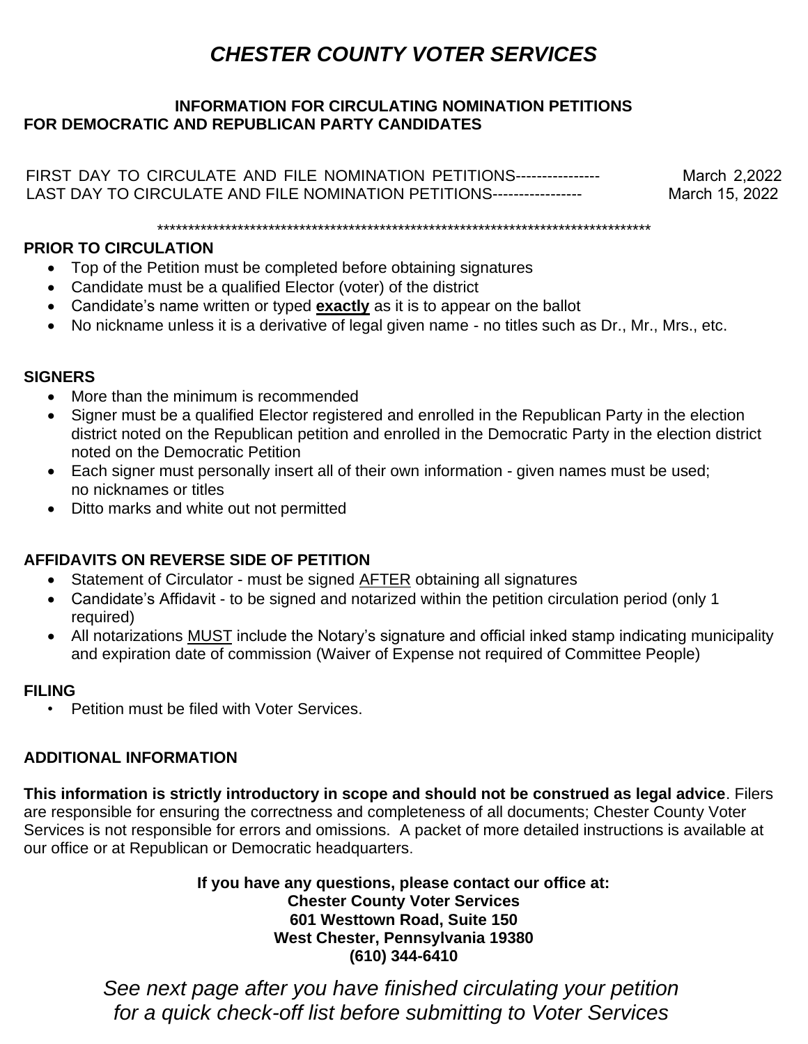# *CHESTER COUNTY VOTER SERVICES*

**INFORMATION FOR CIRCULATING NOMINATION PETITIONS FOR DEMOCRATIC AND REPUBLICAN PARTY CANDIDATES**

FIRST DAY TO CIRCULATE AND FILE NOMINATION PETITIONS---------------- March 2,2022
LAST DAY TO CIRCULATE AND FILE NOMINATION PETITIONS----------------- March 15, 2022

*********************************************************************************

**PRIOR TO CIRCULATION**

- Top of the Petition must be completed before obtaining signatures
- Candidate must be a qualified Elector (voter) of the district
- Candidate's name written or typed **exactly** as it is to appear on the ballot
- No nickname unless it is a derivative of legal given name - no titles such as Dr., Mr., Mrs., etc.

**SIGNERS**

- More than the minimum is recommended
- Signer must be a qualified Elector registered and enrolled in the Republican Party in the election district noted on the Republican petition and enrolled in the Democratic Party in the election district noted on the Democratic Petition
- Each signer must personally insert all of their own information - given names must be used; no nicknames or titles
- Ditto marks and white out not permitted

**AFFIDAVITS ON REVERSE SIDE OF PETITION**

- Statement of Circulator - must be signed AFTER obtaining all signatures
- Candidate's Affidavit - to be signed and notarized within the petition circulation period (only 1 required)
- All notarizations MUST include the Notary's signature and official inked stamp indicating municipality and expiration date of commission (Waiver of Expense not required of Committee People)

**FILING**

- Petition must be filed with Voter Services.

**ADDITIONAL INFORMATION**

**This information is strictly introductory in scope and should not be construed as legal advice**. Filers are responsible for ensuring the correctness and completeness of all documents; Chester County Voter Services is not responsible for errors and omissions. A packet of more detailed instructions is available at our office or at Republican or Democratic headquarters.

**If you have any questions, please contact our office at:**
**Chester County Voter Services**
**601 Westtown Road, Suite 150**
**West Chester, Pennsylvania 19380**
**(610) 344-6410**

*See next page after you have finished circulating your petition for a quick check-off list before submitting to Voter Services*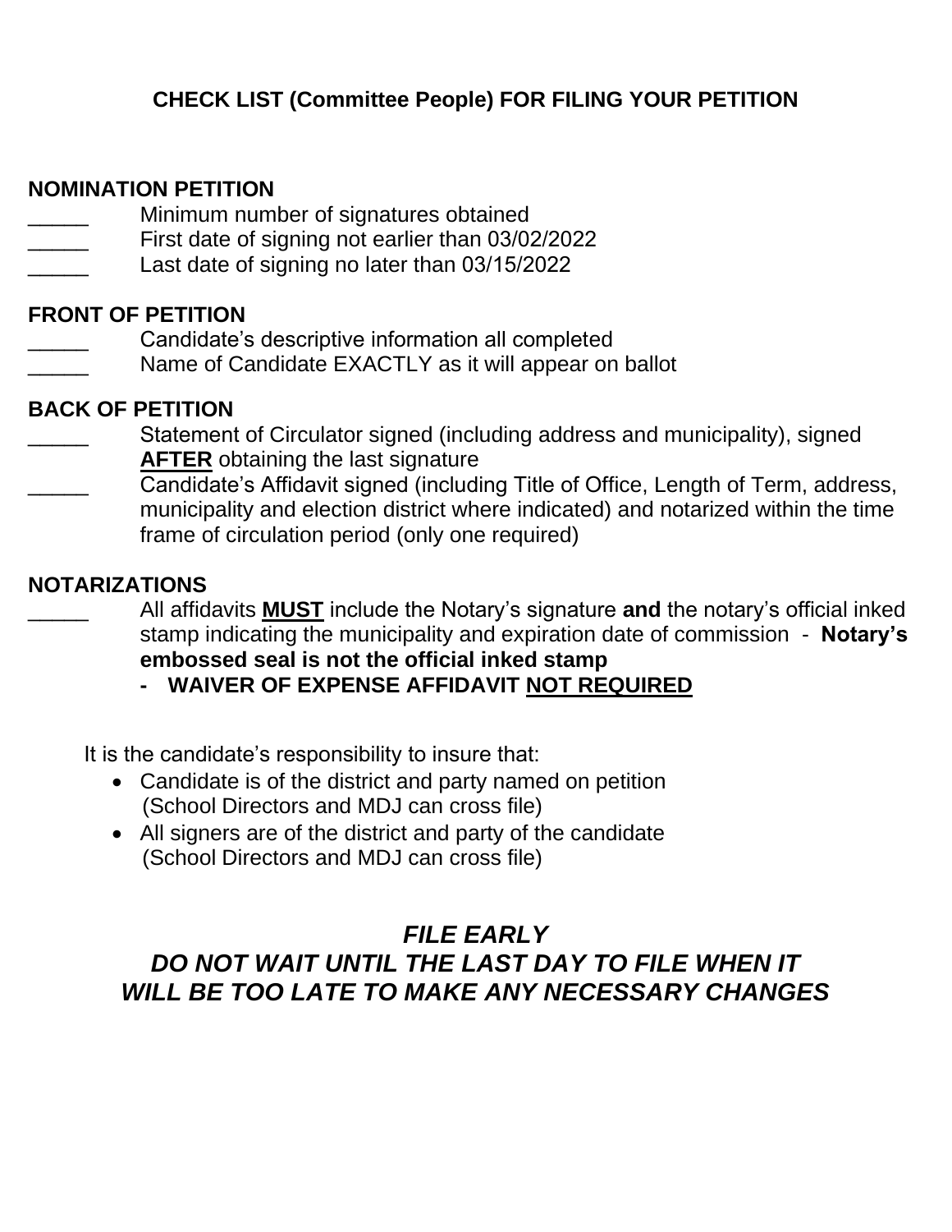## CHECK LIST (Committee People) FOR FILING YOUR PETITION

**NOMINATION PETITION**

_____ Minimum number of signatures obtained
_____ First date of signing not earlier than 03/02/2022
_____ Last date of signing no later than 03/15/2022

**FRONT OF PETITION**

_____ Candidate's descriptive information all completed
_____ Name of Candidate EXACTLY as it will appear on ballot

**BACK OF PETITION**

_____ Statement of Circulator signed (including address and municipality), signed **AFTER** obtaining the last signature
_____ Candidate's Affidavit signed (including Title of Office, Length of Term, address, municipality and election district where indicated) and notarized within the time frame of circulation period (only one required)

**NOTARIZATIONS**

_____ All affidavits **MUST** include the Notary's signature **and** the notary's official inked stamp indicating the municipality and expiration date of commission - **Notary's embossed seal is not the official inked stamp**

**- WAIVER OF EXPENSE AFFIDAVIT NOT REQUIRED**

It is the candidate's responsibility to insure that:

- Candidate is of the district and party named on petition (School Directors and MDJ can cross file)
- All signers are of the district and party of the candidate (School Directors and MDJ can cross file)

***FILE EARLY***

***DO NOT WAIT UNTIL THE LAST DAY TO FILE WHEN IT WILL BE TOO LATE TO MAKE ANY NECESSARY CHANGES***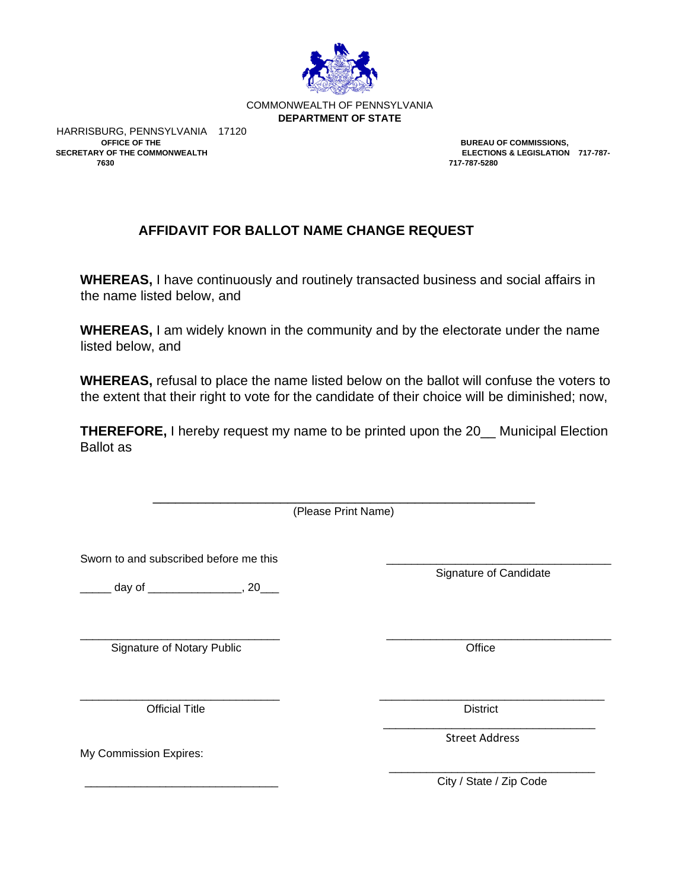COMMONWEALTH OF PENNSYLVANIA
**DEPARTMENT OF STATE**

HARRISBURG, PENNSYLVANIA 17120

**OFFICE OF THE SECRETARY OF THE COMMONWEALTH 717-787-7630**

**BUREAU OF COMMISSIONS, ELECTIONS & LEGISLATION 717-787-5280**

## AFFIDAVIT FOR BALLOT NAME CHANGE REQUEST

**WHEREAS,** I have continuously and routinely transacted business and social affairs in the name listed below, and

**WHEREAS,** I am widely known in the community and by the electorate under the name listed below, and

**WHEREAS,** refusal to place the name listed below on the ballot will confuse the voters to the extent that their right to vote for the candidate of their choice will be diminished; now,

**THEREFORE,** I hereby request my name to be printed upon the 20__ Municipal Election Ballot as

_______________________________________________________
(Please Print Name)

Sworn to and subscribed before me this

_____ day of _______________, 20___

_______________________________
Signature of Notary Public

_______________________________
Official Title

My Commission Expires:

_______________________________

_______________________________
Signature of Candidate

_______________________________
Office

_______________________________
District

_______________________________
Street Address

_______________________________
City / State / Zip Code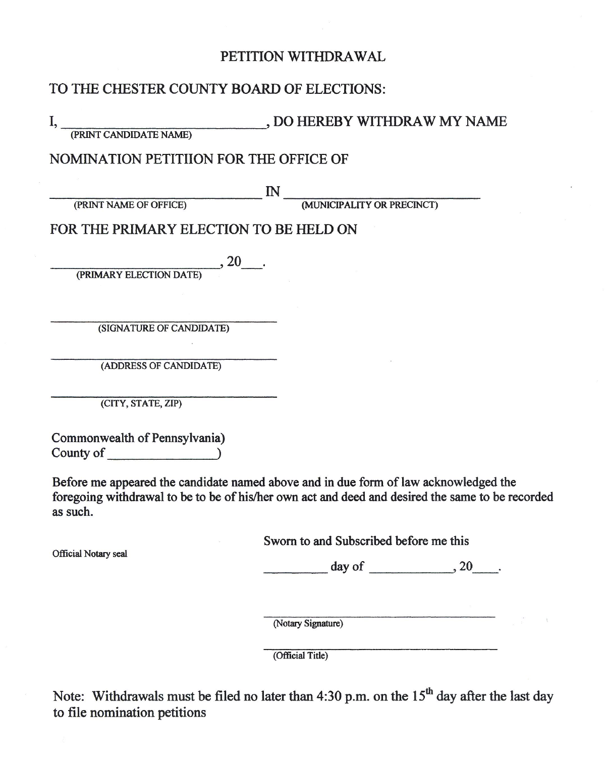# PETITION WITHDRAWAL

TO THE CHESTER COUNTY BOARD OF ELECTIONS:

I, ______________________________, DO HEREBY WITHDRAW MY NAME
(PRINT CANDIDATE NAME)

NOMINATION PETITIION FOR THE OFFICE OF

______________________________ IN ______________________________
(PRINT NAME OF OFFICE) (MUNICIPALITY OR PRECINCT)

FOR THE PRIMARY ELECTION TO BE HELD ON

______________________, 20___.
(PRIMARY ELECTION DATE)

______________________________
(SIGNATURE OF CANDIDATE)

______________________________
(ADDRESS OF CANDIDATE)

______________________________
(CITY, STATE, ZIP)

Commonwealth of Pennsylvania)
County of ________________)

Before me appeared the candidate named above and in due form of law acknowledged the foregoing withdrawal to be to be of his/her own act and deed and desired the same to be recorded as such.

Official Notary seal

Sworn to and Subscribed before me this

_________ day of ____________, 20____.

______________________________
(Notary Signature)

______________________________
(Official Title)

Note: Withdrawals must be filed no later than 4:30 p.m. on the 15th day after the last day to file nomination petitions